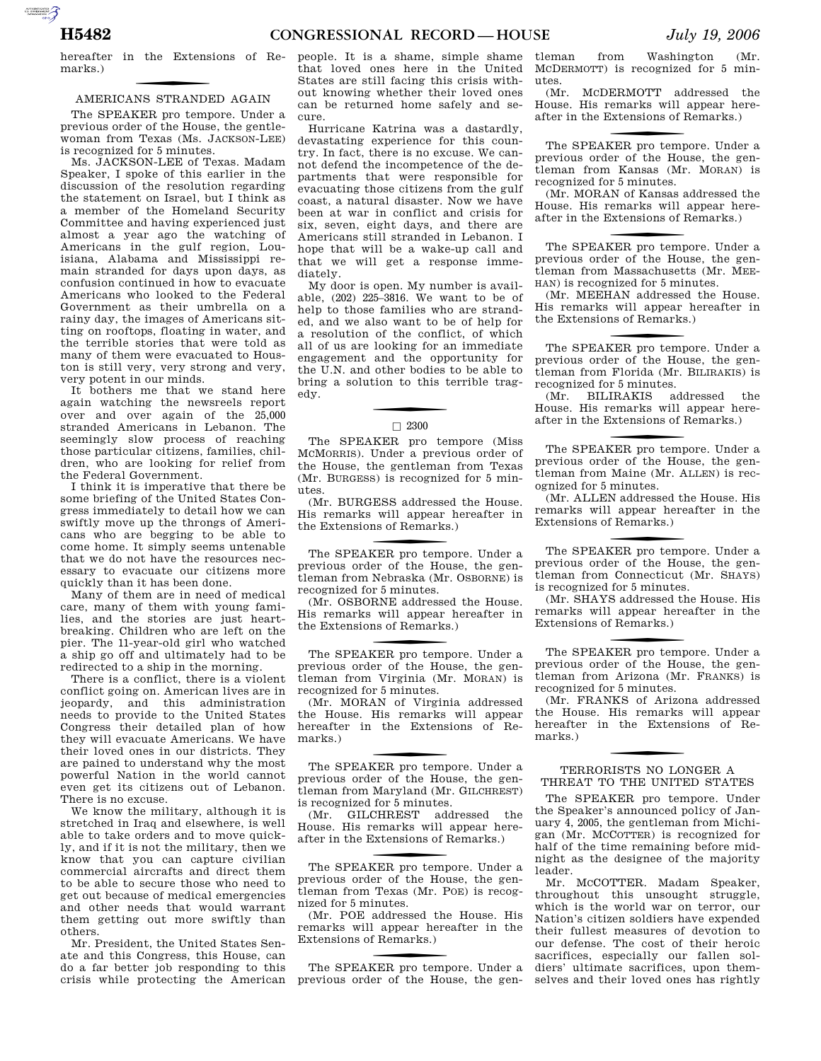hereafter in the Extensions of Remarks.)

## AMERICANS STRANDED AGAIN

The SPEAKER pro tempore. Under a previous order of the House, the gentlewoman from Texas (Ms. JACKSON-LEE) is recognized for 5 minutes.

Ms. JACKSON-LEE of Texas. Madam Speaker, I spoke of this earlier in the discussion of the resolution regarding the statement on Israel, but I think as a member of the Homeland Security Committee and having experienced just almost a year ago the watching of Americans in the gulf region, Louisiana, Alabama and Mississippi remain stranded for days upon days, as confusion continued in how to evacuate Americans who looked to the Federal Government as their umbrella on a rainy day, the images of Americans sitting on rooftops, floating in water, and the terrible stories that were told as many of them were evacuated to Houston is still very, very strong and very, very potent in our minds.

It bothers me that we stand here again watching the newsreels report over and over again of the 25,000 stranded Americans in Lebanon. The seemingly slow process of reaching those particular citizens, families, children, who are looking for relief from the Federal Government.

I think it is imperative that there be some briefing of the United States Congress immediately to detail how we can swiftly move up the throngs of Americans who are begging to be able to come home. It simply seems untenable that we do not have the resources necessary to evacuate our citizens more quickly than it has been done.

Many of them are in need of medical care, many of them with young families, and the stories are just heartbreaking. Children who are left on the pier. The 11-year-old girl who watched a ship go off and ultimately had to be redirected to a ship in the morning.

There is a conflict, there is a violent conflict going on. American lives are in jeopardy, and this administration needs to provide to the United States Congress their detailed plan of how they will evacuate Americans. We have their loved ones in our districts. They are pained to understand why the most powerful Nation in the world cannot even get its citizens out of Lebanon. There is no excuse.

We know the military, although it is stretched in Iraq and elsewhere, is well able to take orders and to move quickly, and if it is not the military, then we know that you can capture civilian commercial aircrafts and direct them to be able to secure those who need to get out because of medical emergencies and other needs that would warrant them getting out more swiftly than others.

Mr. President, the United States Senate and this Congress, this House, can do a far better job responding to this crisis while protecting the American people. It is a shame, simple shame that loved ones here in the United States are still facing this crisis without knowing whether their loved ones can be returned home safely and secure.

Hurricane Katrina was a dastardly, devastating experience for this country. In fact, there is no excuse. We cannot defend the incompetence of the departments that were responsible for evacuating those citizens from the gulf coast, a natural disaster. Now we have been at war in conflict and crisis for six, seven, eight days, and there are Americans still stranded in Lebanon. I hope that will be a wake-up call and that we will get a response immediately.

My door is open. My number is available, (202) 225–3816. We want to be of help to those families who are stranded, and we also want to be of help for a resolution of the conflict, of which all of us are looking for an immediate engagement and the opportunity for the U.N. and other bodies to be able to bring a solution to this terrible tragedy.

□ 2300

The SPEAKER pro tempore (Miss MCMORRIS). Under a previous order of the House, the gentleman from Texas (Mr. BURGESS) is recognized for 5 minutes.

(Mr. BURGESS addressed the House. His remarks will appear hereafter in the Extensions of Remarks.)

The SPEAKER pro tempore. Under a previous order of the House, the gentleman from Nebraska (Mr. OSBORNE) is recognized for 5 minutes.

(Mr. OSBORNE addressed the House. His remarks will appear hereafter in the Extensions of Remarks.)

The SPEAKER pro tempore. Under a previous order of the House, the gentleman from Virginia (Mr. MORAN) is recognized for 5 minutes.

(Mr. MORAN of Virginia addressed the House. His remarks will appear hereafter in the Extensions of Remarks.)

The SPEAKER pro tempore. Under a previous order of the House, the gentleman from Maryland (Mr. GILCHREST) is recognized for 5 minutes.

(Mr. GILCHREST addressed the House. His remarks will appear hereafter in the Extensions of Remarks.)

The SPEAKER pro tempore. Under a previous order of the House, the gentleman from Texas (Mr. POE) is recognized for 5 minutes.

(Mr. POE addressed the House. His remarks will appear hereafter in the Extensions of Remarks.)

The SPEAKER pro tempore. Under a previous order of the House, the gentleman from Washington (Mr. MCDERMOTT) is recognized for 5 minutes.

(Mr. MCDERMOTT addressed the House. His remarks will appear hereafter in the Extensions of Remarks.)

The SPEAKER pro tempore. Under a previous order of the House, the gentleman from Kansas (Mr. MORAN) is recognized for 5 minutes.

(Mr. MORAN of Kansas addressed the House. His remarks will appear hereafter in the Extensions of Remarks.)

The SPEAKER pro tempore. Under a previous order of the House, the gentleman from Massachusetts (Mr. MEEHAN) is recognized for 5 minutes.

(Mr. MEEHAN addressed the House. His remarks will appear hereafter in the Extensions of Remarks.)

The SPEAKER pro tempore. Under a previous order of the House, the gentleman from Florida (Mr. BILIRAKIS) is recognized for 5 minutes.

(Mr. BILIRAKIS addressed the House. His remarks will appear hereafter in the Extensions of Remarks.)

The SPEAKER pro tempore. Under a previous order of the House, the gentleman from Maine (Mr. ALLEN) is recognized for 5 minutes.

(Mr. ALLEN addressed the House. His remarks will appear hereafter in the Extensions of Remarks.)

The SPEAKER pro tempore. Under a previous order of the House, the gentleman from Connecticut (Mr. SHAYS) is recognized for 5 minutes.

(Mr. SHAYS addressed the House. His remarks will appear hereafter in the Extensions of Remarks.)

The SPEAKER pro tempore. Under a previous order of the House, the gentleman from Arizona (Mr. FRANKS) is recognized for 5 minutes.

(Mr. FRANKS of Arizona addressed the House. His remarks will appear hereafter in the Extensions of Remarks.)

## TERRORISTS NO LONGER A THREAT TO THE UNITED STATES

The SPEAKER pro tempore. Under the Speaker's announced policy of January 4, 2005, the gentleman from Michigan (Mr. MCCOTTER) is recognized for half of the time remaining before midnight as the designee of the majority leader.

Mr. MCCOTTER. Madam Speaker, throughout this unsought struggle, which is the world war on terror, our Nation's citizen soldiers have expended their fullest measures of devotion to our defense. The cost of their heroic sacrifices, especially our fallen soldiers' ultimate sacrifices, upon themselves and their loved ones has rightly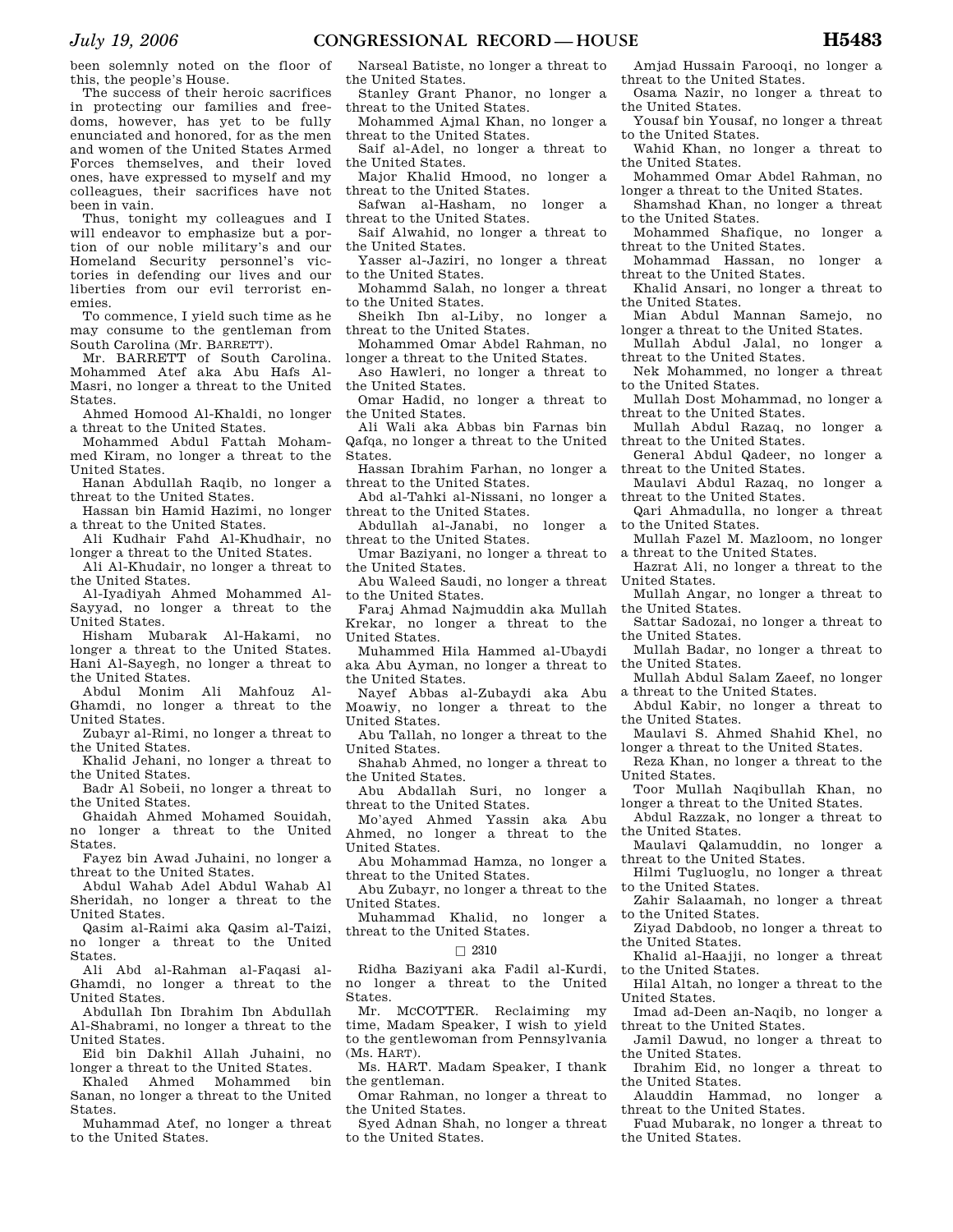been solemnly noted on the floor of this, the people's House.

The success of their heroic sacrifices in protecting our families and freedoms, however, has yet to be fully enunciated and honored, for as the men and women of the United States Armed Forces themselves, and their loved ones, have expressed to myself and my colleagues, their sacrifices have not been in vain.

Thus, tonight my colleagues and I will endeavor to emphasize but a portion of our noble military's and our Homeland Security personnel's victories in defending our lives and our liberties from our evil terrorist enemies.

To commence, I yield such time as he may consume to the gentleman from South Carolina (Mr. BARRETT).

Mr. BARRETT of South Carolina. Mohammed Atef aka Abu Hafs Al-Masri, no longer a threat to the United States.

Ahmed Homood Al-Khaldi, no longer a threat to the United States.

Mohammed Abdul Fattah Mohammed Kiram, no longer a threat to the United States.

Hanan Abdullah Raqib, no longer a threat to the United States.

Hassan bin Hamid Hazimi, no longer a threat to the United States.

Ali Kudhair Fahd Al-Khudhair, no longer a threat to the United States.

Ali Al-Khudair, no longer a threat to the United States.

Al-Iyadiyah Ahmed Mohammed Al-Sayyad, no longer a threat to the United States.

Hisham Mubarak Al-Hakami, no longer a threat to the United States.

Hani Al-Sayegh, no longer a threat to the United States.

Abdul Monim Ali Mahfouz Al-Ghamdi, no longer a threat to the United States.

Zubayr al-Rimi, no longer a threat to the United States.

Khalid Jehani, no longer a threat to the United States.

Badr Al Sobeii, no longer a threat to the United States.

Ghaidah Ahmed Mohamed Souidah, no longer a threat to the United States.

Fayez bin Awad Juhaini, no longer a threat to the United States.

Abdul Wahab Adel Abdul Wahab Al Sheridah, no longer a threat to the United States.

Qasim al-Raimi aka Qasim al-Taizi, no longer a threat to the United States.

Ali Abd al-Rahman al-Faqasi al-Ghamdi, no longer a threat to the United States.

Abdullah Ibn Ibrahim Ibn Abdullah Al-Shabrami, no longer a threat to the United States.

Eid bin Dakhil Allah Juhaini, no longer a threat to the United States.

Khaled Ahmed Mohammed bin Sanan, no longer a threat to the United States.

Muhammad Atef, no longer a threat to the United States.

Narseal Batiste, no longer a threat to the United States.

Stanley Grant Phanor, no longer a threat to the United States.

Mohammed Ajmal Khan, no longer a threat to the United States.

Saif al-Adel, no longer a threat to the United States.

Major Khalid Hmood, no longer a threat to the United States.

Safwan al-Hasham, no longer a threat to the United States.

Saif Alwahid, no longer a threat to the United States.

Yasser al-Jaziri, no longer a threat to the United States.

Mohammd Salah, no longer a threat to the United States.

Sheikh Ibn al-Liby, no longer a threat to the United States.

Mohammed Omar Abdel Rahman, no longer a threat to the United States.

Aso Hawleri, no longer a threat to the United States.

Omar Hadid, no longer a threat to the United States.

Ali Wali aka Abbas bin Farnas bin Qafqa, no longer a threat to the United States.

Hassan Ibrahim Farhan, no longer a threat to the United States.

Abd al-Tahki al-Nissani, no longer a threat to the United States.

Abdullah al-Janabi, no longer a threat to the United States.

Umar Baziyani, no longer a threat to the United States.

Abu Waleed Saudi, no longer a threat to the United States.

Faraj Ahmad Najmuddin aka Mullah Krekar, no longer a threat to the United States.

Muhammed Hila Hammed al-Ubaydi aka Abu Ayman, no longer a threat to the United States.

Nayef Abbas al-Zubaydi aka Abu Moawiy, no longer a threat to the United States.

Abu Tallah, no longer a threat to the United States.

Shahab Ahmed, no longer a threat to the United States.

Abu Abdallah Suri, no longer a threat to the United States.

Mo'ayed Ahmed Yassin aka Abu Ahmed, no longer a threat to the United States.

Abu Mohammad Hamza, no longer a threat to the United States.

Abu Zubayr, no longer a threat to the United States.

Muhammad Khalid, no longer a threat to the United States.

□ 2310

Ridha Baziyani aka Fadil al-Kurdi, no longer a threat to the United States.

Mr. MCCOTTER. Reclaiming my time, Madam Speaker, I wish to yield to the gentlewoman from Pennsylvania (Ms. HART).

Ms. HART. Madam Speaker, I thank the gentleman.

Omar Rahman, no longer a threat to the United States.

Syed Adnan Shah, no longer a threat to the United States.

Amjad Hussain Farooqi, no longer a threat to the United States.

Osama Nazir, no longer a threat to the United States.

Yousaf bin Yousaf, no longer a threat to the United States.

Wahid Khan, no longer a threat to the United States.

Mohammed Omar Abdel Rahman, no longer a threat to the United States.

Shamshad Khan, no longer a threat to the United States.

Mohammed Shafique, no longer a threat to the United States.

Mohammad Hassan, no longer a threat to the United States.

Khalid Ansari, no longer a threat to the United States.

Mian Abdul Mannan Samejo, no longer a threat to the United States.

Mullah Abdul Jalal, no longer a threat to the United States.

Nek Mohammed, no longer a threat to the United States.

Mullah Dost Mohammad, no longer a threat to the United States.

Mullah Abdul Razaq, no longer a threat to the United States.

General Abdul Qadeer, no longer a threat to the United States.

Maulavi Abdul Razaq, no longer a threat to the United States.

Qari Ahmadulla, no longer a threat to the United States.

Mullah Fazel M. Mazloom, no longer a threat to the United States.

Hazrat Ali, no longer a threat to the United States.

Mullah Angar, no longer a threat to the United States.

Sattar Sadozai, no longer a threat to the United States.

Mullah Badar, no longer a threat to the United States.

Mullah Abdul Salam Zaeef, no longer a threat to the United States.

Abdul Kabir, no longer a threat to the United States.

Maulavi S. Ahmed Shahid Khel, no longer a threat to the United States.

Reza Khan, no longer a threat to the United States.

Toor Mullah Naqibullah Khan, no longer a threat to the United States.

Abdul Razzak, no longer a threat to the United States.

Maulavi Qalamuddin, no longer a threat to the United States.

Hilmi Tugluoglu, no longer a threat to the United States.

Zahir Salaamah, no longer a threat to the United States.

Ziyad Dabdoob, no longer a threat to the United States.

Khalid al-Haajji, no longer a threat to the United States.

Hilal Altah, no longer a threat to the United States.

Imad ad-Deen an-Naqib, no longer a threat to the United States.

Jamil Dawud, no longer a threat to the United States.

Ibrahim Eid, no longer a threat to the United States.

Alauddin Hammad, no longer a threat to the United States.

Fuad Mubarak, no longer a threat to the United States.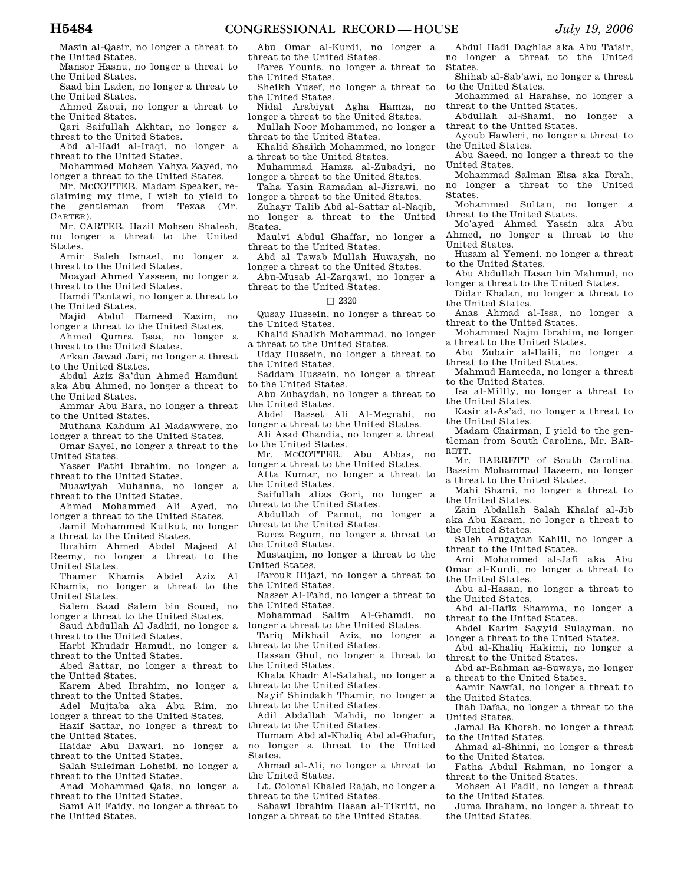Mazin al-Qasir, no longer a threat to the United States.

Mansor Hasnu, no longer a threat to the United States.

Saad bin Laden, no longer a threat to the United States.

Ahmed Zaoui, no longer a threat to the United States.

Qari Saifullah Akhtar, no longer a threat to the United States.

Abd al-Hadi al-Iraqi, no longer a threat to the United States.

Mohammed Mohsen Yahya Zayed, no longer a threat to the United States.

Mr. McCOTTER. Madam Speaker, reclaiming my time, I wish to yield to the gentleman from Texas (Mr. CARTER).

Mr. CARTER. Hazil Mohsen Shalesh, no longer a threat to the United States.

Amir Saleh Ismael, no longer a threat to the United States.

Moayad Ahmed Yasseen, no longer a threat to the United States.

Hamdi Tantawi, no longer a threat to the United States.

Majid Abdul Hameed Kazim, no longer a threat to the United States.

Ahmed Qumra Isaa, no longer a threat to the United States.

Arkan Jawad Jari, no longer a threat to the United States.

Abdul Aziz Sa'dun Ahmed Hamduni aka Abu Ahmed, no longer a threat to the United States.

Ammar Abu Bara, no longer a threat to the United States.

Muthana Kahdum Al Madawwere, no longer a threat to the United States.

Omar Sayel, no longer a threat to the United States.

Yasser Fathi Ibrahim, no longer a threat to the United States.

Muawiyah Muhanna, no longer a threat to the United States.

Ahmed Mohammed Ali Ayed, no longer a threat to the United States.

Jamil Mohammed Kutkut, no longer a threat to the United States.

Ibrahim Ahmed Abdel Majeed Al Reemy, no longer a threat to the United States.

Thamer Khamis Abdel Aziz Al Khamis, no longer a threat to the United States.

Salem Saad Salem bin Soued, no longer a threat to the United States.

Saud Abdullah Al Jadhii, no longer a threat to the United States.

Harbi Khudair Hamudi, no longer a threat to the United States.

Abed Sattar, no longer a threat to the United States.

Karem Abed Ibrahim, no longer a threat to the United States.

Adel Mujtaba aka Abu Rim, no longer a threat to the United States.

Hazif Sattar, no longer a threat to the United States.

Haidar Abu Bawari, no longer a threat to the United States.

Salah Suleiman Loheibi, no longer a threat to the United States.

Anad Mohammed Qais, no longer a threat to the United States.

Sami Ali Faidy, no longer a threat to the United States.

Abu Omar al-Kurdi, no longer a threat to the United States.

Fares Younis, no longer a threat to the United States.

Sheikh Yusef, no longer a threat to the United States.

Nidal Arabiyat Agha Hamza, no longer a threat to the United States.

Mullah Noor Mohammed, no longer a threat to the United States.

Khalid Shaikh Mohammed, no longer a threat to the United States.

Muhammad Hamza al-Zubadyi, no longer a threat to the United States.

Taha Yasin Ramadan al-Jizrawi, no longer a threat to the United States.

Zuhayr Talib Abd al-Sattar al-Naqib, no longer a threat to the United States.

Maulvi Abdul Ghaffar, no longer a threat to the United States.

Abd al Tawab Mullah Huwaysh, no longer a threat to the United States.

Abu-Musab Al-Zarqawi, no longer a threat to the United States.

□ 2320

Qusay Hussein, no longer a threat to the United States.

Khalid Shaikh Mohammad, no longer a threat to the United States.

Uday Hussein, no longer a threat to the United States.

Saddam Hussein, no longer a threat to the United States.

Abu Zubaydah, no longer a threat to the United States.

Abdel Basset Ali Al-Megrahi, no longer a threat to the United States.

Ali Asad Chandia, no longer a threat to the United States.

Mr. McCOTTER. Abu Abbas, no longer a threat to the United States.

Atta Kumar, no longer a threat to the United States.

Saifullah alias Gori, no longer a threat to the United States.

Abdullah of Parnot, no longer a threat to the United States.

Burez Begum, no longer a threat to the United States.

Mustaqim, no longer a threat to the United States.

Farouk Hijazi, no longer a threat to the United States.

Nasser Al-Fahd, no longer a threat to the United States.

Mohammad Salim Al-Ghamdi, no longer a threat to the United States.

Tariq Mikhail Aziz, no longer a threat to the United States.

Hassan Ghul, no longer a threat to the United States.

Khala Khadr Al-Salahat, no longer a threat to the United States.

Nayif Shindakh Thamir, no longer a threat to the United States.

Adil Abdallah Mahdi, no longer a threat to the United States.

Humam Abd al-Khaliq Abd al-Ghafur, no longer a threat to the United States.

Ahmad al-Ali, no longer a threat to the United States.

Lt. Colonel Khaled Rajab, no longer a threat to the United States.

Sabawi Ibrahim Hasan al-Tikriti, no longer a threat to the United States.

Abdul Hadi Daghlas aka Abu Taisir, no longer a threat to the United States.

Shihab al-Sab'awi, no longer a threat to the United States.

Mohammed al Harahse, no longer a threat to the United States.

Abdullah al-Shami, no longer a threat to the United States.

Ayoub Hawleri, no longer a threat to the United States.

Abu Saeed, no longer a threat to the United States.

Mohammad Salman Eisa aka Ibrah, no longer a threat to the United States.

Mohammed Sultan, no longer a threat to the United States.

Mo'ayed Ahmed Yassin aka Abu Ahmed, no longer a threat to the United States.

Husam al Yemeni, no longer a threat to the United States.

Abu Abdullah Hasan bin Mahmud, no longer a threat to the United States.

Didar Khalan, no longer a threat to the United States.

Anas Ahmad al-Issa, no longer a threat to the United States.

Mohammed Najm Ibrahim, no longer a threat to the United States.

Abu Zubair al-Haili, no longer a threat to the United States.

Mahmud Hameeda, no longer a threat to the United States.

Isa al-Millly, no longer a threat to the United States.

Kasir al-As'ad, no longer a threat to the United States.

Madam Chairman, I yield to the gentleman from South Carolina, Mr. BARRETT.

Mr. BARRETT of South Carolina. Bassim Mohammad Hazeem, no longer a threat to the United States.

Mahi Shami, no longer a threat to the United States.

Zain Abdallah Salah Khalaf al-Jib aka Abu Karam, no longer a threat to the United States.

Saleh Arugayan Kahlil, no longer a threat to the United States.

Ami Mohammed al-Jafi aka Abu Omar al-Kurdi, no longer a threat to the United States.

Abu al-Hasan, no longer a threat to the United States.

Abd al-Hafiz Shamma, no longer a threat to the United States.

Abdel Karim Sayyid Sulayman, no longer a threat to the United States.

Abd al-Khaliq Hakimi, no longer a threat to the United States.

Abd ar-Rahman as-Suways, no longer a threat to the United States.

Aamir Nawfal, no longer a threat to the United States.

Ihab Dafaa, no longer a threat to the United States.

Jamal Ba Khorsh, no longer a threat to the United States.

Ahmad al-Shinni, no longer a threat to the United States.

Fatha Abdul Rahman, no longer a threat to the United States.

Mohsen Al Fadli, no longer a threat to the United States.

Juma Ibraham, no longer a threat to the United States.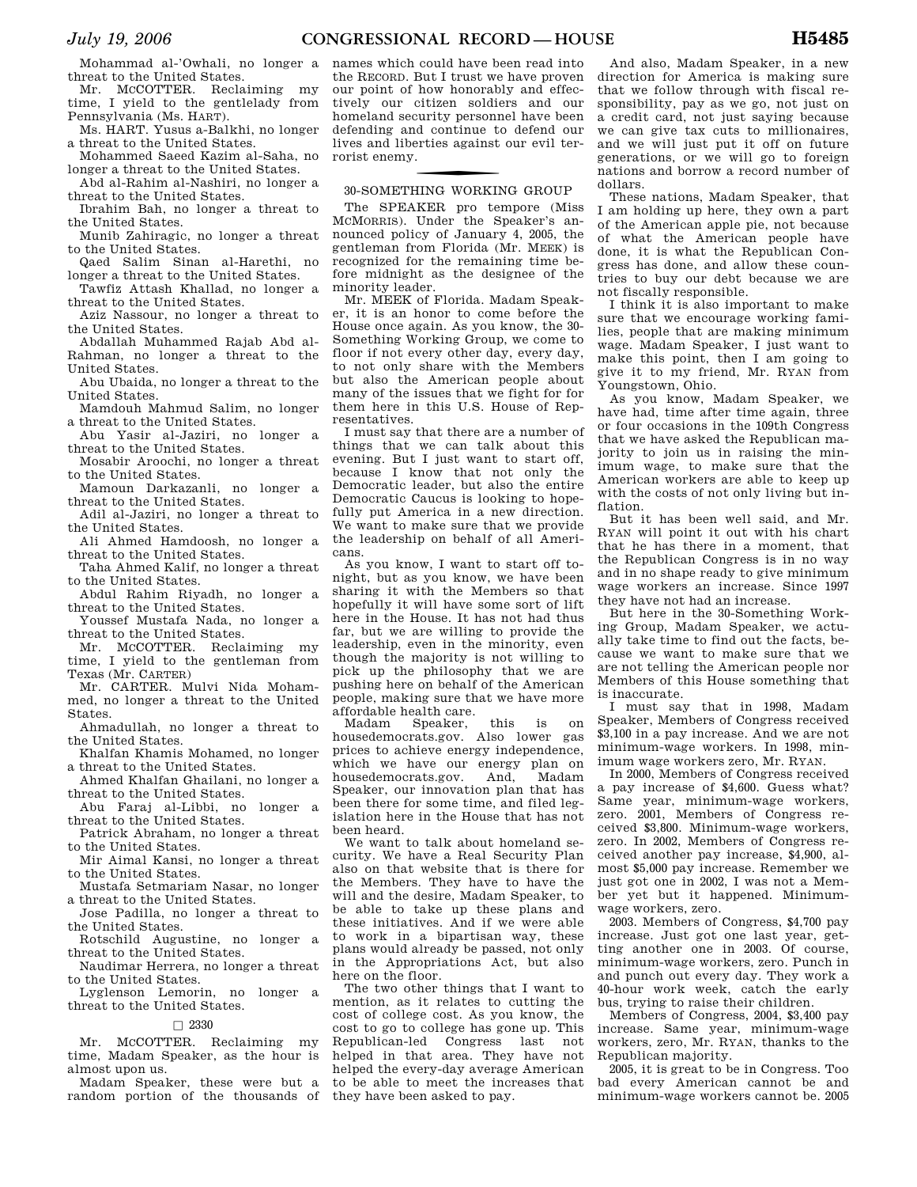Mohammad al-'Owhali, no longer a threat to the United States.

Mr. McCOTTER. Reclaiming my time, I yield to the gentlelady from Pennsylvania (Ms. HART).

Ms. HART. Yusus a-Balkhi, no longer a threat to the United States.

Mohammed Saeed Kazim al-Saha, no longer a threat to the United States.

Abd al-Rahim al-Nashiri, no longer a threat to the United States.

Ibrahim Bah, no longer a threat to the United States.

Munib Zahiragic, no longer a threat to the United States.

Qaed Salim Sinan al-Harethi, no longer a threat to the United States.

Tawfiz Attash Khallad, no longer a threat to the United States.

Aziz Nassour, no longer a threat to the United States.

Abdallah Muhammed Rajab Abd al-Rahman, no longer a threat to the United States.

Abu Ubaida, no longer a threat to the United States.

Mamdouh Mahmud Salim, no longer a threat to the United States.

Abu Yasir al-Jaziri, no longer a threat to the United States.

Mosabir Aroochi, no longer a threat to the United States.

Mamoun Darkazanli, no longer a threat to the United States.

Adil al-Jaziri, no longer a threat to the United States.

Ali Ahmed Hamdoosh, no longer a threat to the United States.

Taha Ahmed Kalif, no longer a threat to the United States.

Abdul Rahim Riyadh, no longer a threat to the United States.

Youssef Mustafa Nada, no longer a threat to the United States.

Mr. McCOTTER. Reclaiming my time, I yield to the gentleman from Texas (Mr. CARTER)

Mr. CARTER. Mulvi Nida Mohammed, no longer a threat to the United States.

Ahmadullah, no longer a threat to the United States.

Khalfan Khamis Mohamed, no longer a threat to the United States.

Ahmed Khalfan Ghailani, no longer a threat to the United States.

Abu Faraj al-Libbi, no longer a threat to the United States.

Patrick Abraham, no longer a threat to the United States.

Mir Aimal Kansi, no longer a threat to the United States.

Mustafa Setmariam Nasar, no longer a threat to the United States.

Jose Padilla, no longer a threat to the United States.

Rotschild Augustine, no longer a threat to the United States.

Naudimar Herrera, no longer a threat to the United States.

Lyglenson Lemorin, no longer a threat to the United States.

□ 2330

Mr. McCOTTER. Reclaiming my time, Madam Speaker, as the hour is almost upon us.

Madam Speaker, these were but a random portion of the thousands of names which could have been read into the RECORD. But I trust we have proven our point of how honorably and effectively our citizen soldiers and our homeland security personnel have been defending and continue to defend our lives and liberties against our evil terrorist enemy.

## 30-SOMETHING WORKING GROUP

The SPEAKER pro tempore (Miss McMORRIS). Under the Speaker's announced policy of January 4, 2005, the gentleman from Florida (Mr. MEEK) is recognized for the remaining time before midnight as the designee of the minority leader.

Mr. MEEK of Florida. Madam Speaker, it is an honor to come before the House once again. As you know, the 30-Something Working Group, we come to floor if not every other day, every day, to not only share with the Members but also the American people about many of the issues that we fight for for them here in this U.S. House of Representatives.

I must say that there are a number of things that we can talk about this evening. But I just want to start off, because I know that not only the Democratic leader, but also the entire Democratic Caucus is looking to hopefully put America in a new direction. We want to make sure that we provide the leadership on behalf of all Americans.

As you know, I want to start off tonight, but as you know, we have been sharing it with the Members so that hopefully it will have some sort of lift here in the House. It has not had thus far, but we are willing to provide the leadership, even in the minority, even though the majority is not willing to pick up the philosophy that we are pushing here on behalf of the American people, making sure that we have more affordable health care.

Madam Speaker, this is on housedemocrats.gov. Also lower gas prices to achieve energy independence, which we have our energy plan on housedemocrats.gov. And, Madam Speaker, our innovation plan that has been there for some time, and filed legislation here in the House that has not been heard.

We want to talk about homeland security. We have a Real Security Plan also on that website that is there for the Members. They have to have the will and the desire, Madam Speaker, to be able to take up these plans and these initiatives. And if we were able to work in a bipartisan way, these plans would already be passed, not only in the Appropriations Act, but also here on the floor.

The two other things that I want to mention, as it relates to cutting the cost of college cost. As you know, the cost to go to college has gone up. This Republican-led Congress last not helped in that area. They have not helped the every-day average American to be able to meet the increases that they have been asked to pay.

And also, Madam Speaker, in a new direction for America is making sure that we follow through with fiscal responsibility, pay as we go, not just on a credit card, not just saying because we can give tax cuts to millionaires, and we will just put it off on future generations, or we will go to foreign nations and borrow a record number of dollars.

These nations, Madam Speaker, that I am holding up here, they own a part of the American apple pie, not because of what the American people have done, it is what the Republican Congress has done, and allow these countries to buy our debt because we are not fiscally responsible.

I think it is also important to make sure that we encourage working families, people that are making minimum wage. Madam Speaker, I just want to make this point, then I am going to give it to my friend, Mr. RYAN from Youngstown, Ohio.

As you know, Madam Speaker, we have had, time after time again, three or four occasions in the 109th Congress that we have asked the Republican majority to join us in raising the minimum wage, to make sure that the American workers are able to keep up with the costs of not only living but inflation.

But it has been well said, and Mr. RYAN will point it out with his chart that he has there in a moment, that the Republican Congress is in no way and in no shape ready to give minimum wage workers an increase. Since 1997 they have not had an increase.

But here in the 30-Something Working Group, Madam Speaker, we actually take time to find out the facts, because we want to make sure that we are not telling the American people nor Members of this House something that is inaccurate.

I must say that in 1998, Madam Speaker, Members of Congress received $3,100 in a pay increase. And we are not minimum-wage workers. In 1998, minimum wage workers zero, Mr. RYAN.

In 2000, Members of Congress received a pay increase of $4,600. Guess what? Same year, minimum-wage workers, zero. 2001, Members of Congress received $3,800. Minimum-wage workers, zero. In 2002, Members of Congress received another pay increase, $4,900, almost $5,000 pay increase. Remember we just got one in 2002, I was not a Member yet but it happened. Minimum-wage workers, zero.

2003. Members of Congress, $4,700 pay increase. Just got one last year, getting another one in 2003. Of course, minimum-wage workers, zero. Punch in and punch out every day. They work a 40-hour work week, catch the early bus, trying to raise their children.

Members of Congress, 2004, $3,400 pay increase. Same year, minimum-wage workers, zero, Mr. RYAN, thanks to the Republican majority.

2005, it is great to be in Congress. Too bad every American cannot be and minimum-wage workers cannot be. 2005